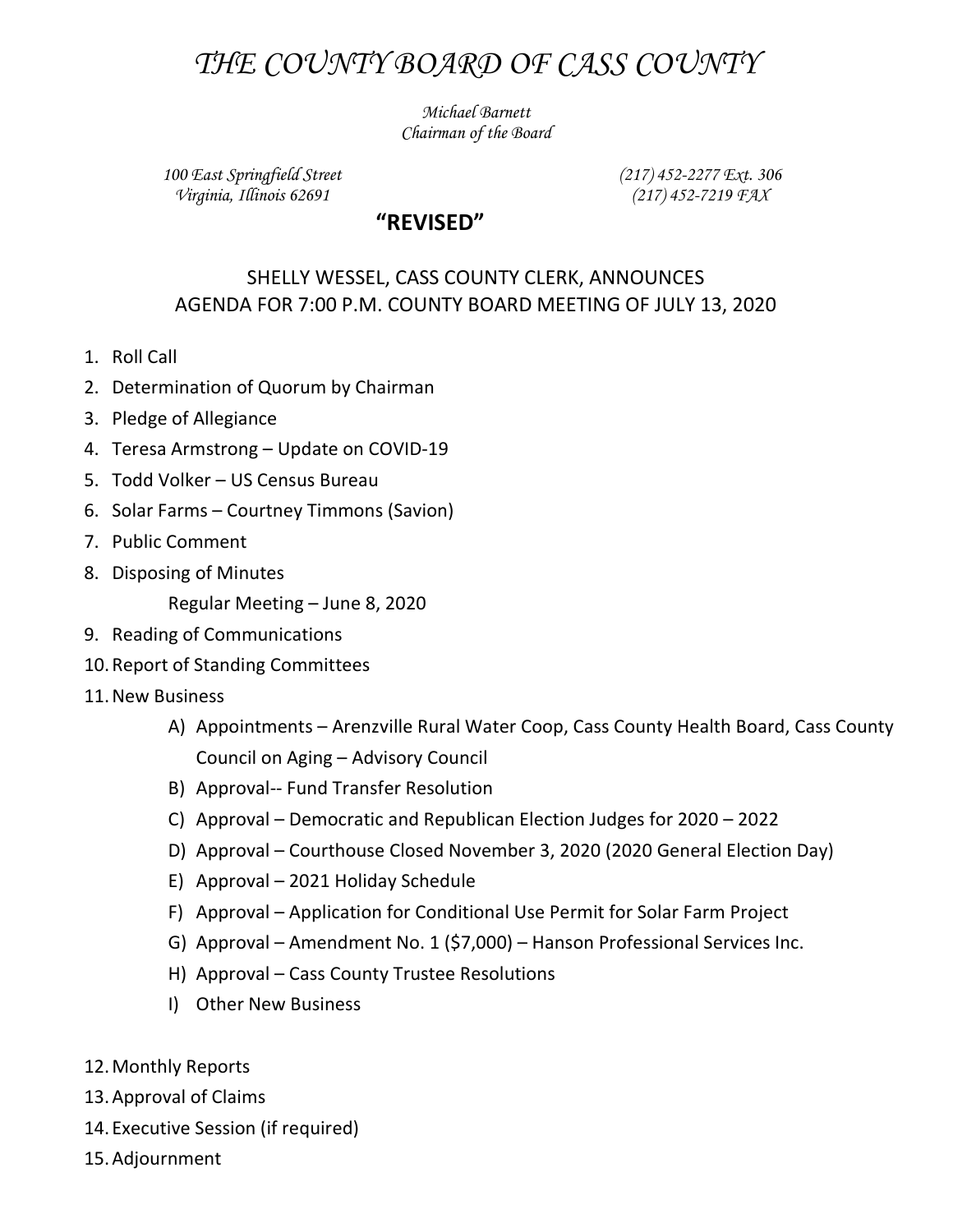# *THE COUNTY BOARD OF CASS COUNTY*

*Michael Barnett*
*Chairman of the Board*

*100 East Springfield Street*
*Virginia, Illinois 62691*

*(217) 452-2277 Ext. 306*
*(217) 452-7219 FAX*

**"REVISED"**

SHELLY WESSEL, CASS COUNTY CLERK, ANNOUNCES
AGENDA FOR 7:00 P.M. COUNTY BOARD MEETING OF JULY 13, 2020

1. Roll Call
2. Determination of Quorum by Chairman
3. Pledge of Allegiance
4. Teresa Armstrong – Update on COVID-19
5. Todd Volker – US Census Bureau
6. Solar Farms – Courtney Timmons (Savion)
7. Public Comment
8. Disposing of Minutes
   Regular Meeting – June 8, 2020
9. Reading of Communications
10. Report of Standing Committees
11. New Business
    A) Appointments – Arenzville Rural Water Coop, Cass County Health Board, Cass County Council on Aging – Advisory Council
    B) Approval-- Fund Transfer Resolution
    C) Approval – Democratic and Republican Election Judges for 2020 – 2022
    D) Approval – Courthouse Closed November 3, 2020 (2020 General Election Day)
    E) Approval – 2021 Holiday Schedule
    F) Approval – Application for Conditional Use Permit for Solar Farm Project
    G) Approval – Amendment No. 1 ($7,000) – Hanson Professional Services Inc.
    H) Approval – Cass County Trustee Resolutions
    I) Other New Business
12. Monthly Reports
13. Approval of Claims
14. Executive Session (if required)
15. Adjournment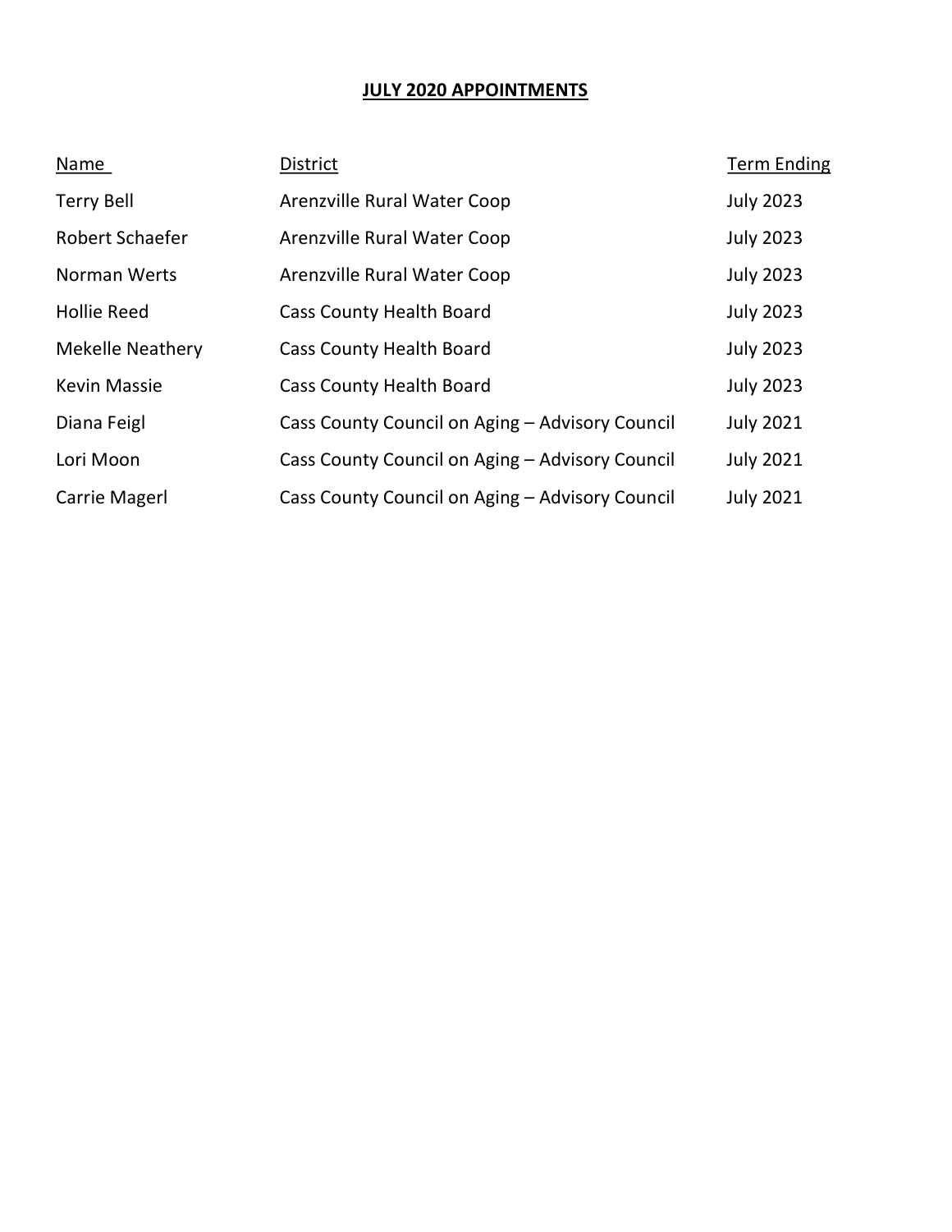**JULY 2020 APPOINTMENTS**

| Name | District | Term Ending |
|---|---|---|
| Terry Bell | Arenzville Rural Water Coop | July 2023 |
| Robert Schaefer | Arenzville Rural Water Coop | July 2023 |
| Norman Werts | Arenzville Rural Water Coop | July 2023 |
| Hollie Reed | Cass County Health Board | July 2023 |
| Mekelle Neathery | Cass County Health Board | July 2023 |
| Kevin Massie | Cass County Health Board | July 2023 |
| Diana Feigl | Cass County Council on Aging – Advisory Council | July 2021 |
| Lori Moon | Cass County Council on Aging – Advisory Council | July 2021 |
| Carrie Magerl | Cass County Council on Aging – Advisory Council | July 2021 |